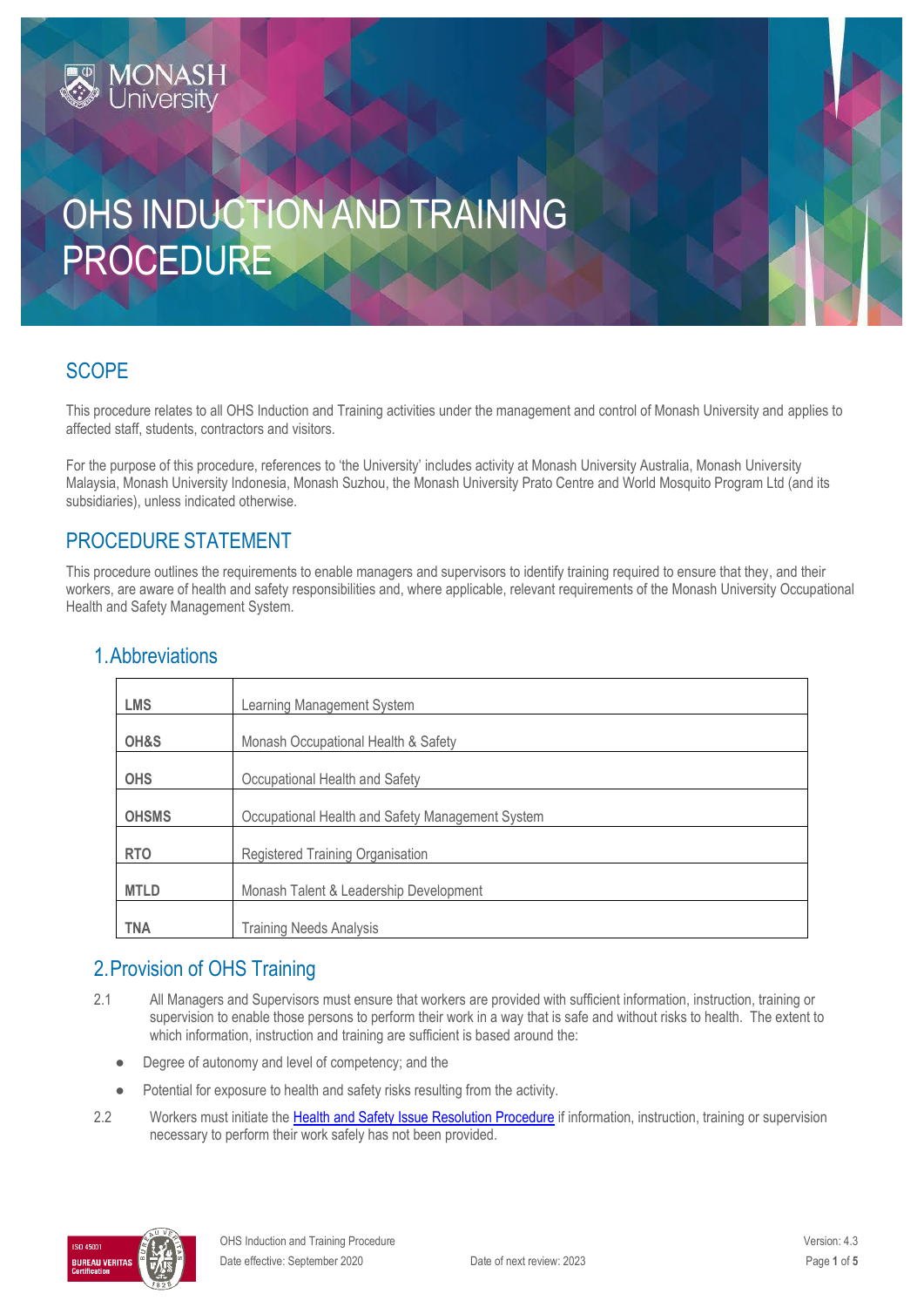# OHS INDUCTION AND TRAINING PROCEDURE

## SCOPE

This procedure relates to all OHS Induction and Training activities under the management and control of Monash University and applies to affected staff, students, contractors and visitors.

For the purpose of this procedure, references to 'the University' includes activity at Monash University Australia, Monash University Malaysia, Monash University Indonesia, Monash Suzhou, the Monash University Prato Centre and World Mosquito Program Ltd (and its subsidiaries), unless indicated otherwise.

## PROCEDURE STATEMENT

This procedure outlines the requirements to enable managers and supervisors to identify training required to ensure that they, and their workers, are aware of health and safety responsibilities and, where applicable, relevant requirements of the Monash University Occupational Health and Safety Management System.

### 1. Abbreviations

| | |
|---|---|
| **LMS** | Learning Management System |
| **OH&S** | Monash Occupational Health & Safety |
| **OHS** | Occupational Health and Safety |
| **OHSMS** | Occupational Health and Safety Management System |
| **RTO** | Registered Training Organisation |
| **MTLD** | Monash Talent & Leadership Development |
| **TNA** | Training Needs Analysis |

### 2. Provision of OHS Training

2.1 All Managers and Supervisors must ensure that workers are provided with sufficient information, instruction, training or supervision to enable those persons to perform their work in a way that is safe and without risks to health. The extent to which information, instruction and training are sufficient is based around the:

- Degree of autonomy and level of competency; and the
- Potential for exposure to health and safety risks resulting from the activity.

2.2 Workers must initiate the Health and Safety Issue Resolution Procedure if information, instruction, training or supervision necessary to perform their work safely has not been provided.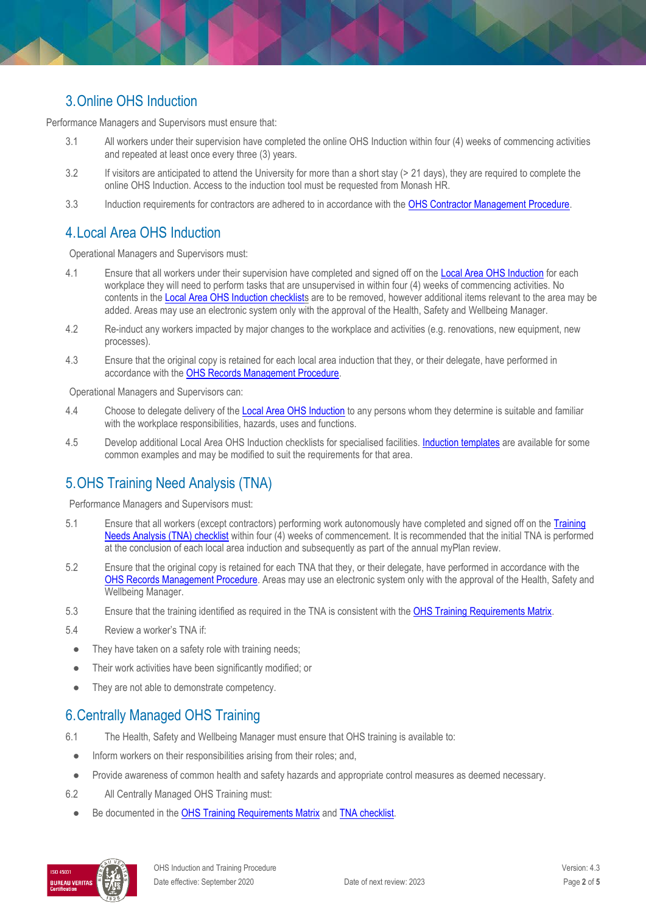## 3. Online OHS Induction

Performance Managers and Supervisors must ensure that:

3.1 All workers under their supervision have completed the online OHS Induction within four (4) weeks of commencing activities and repeated at least once every three (3) years.

3.2 If visitors are anticipated to attend the University for more than a short stay (> 21 days), they are required to complete the online OHS Induction. Access to the induction tool must be requested from Monash HR.

3.3 Induction requirements for contractors are adhered to in accordance with the OHS Contractor Management Procedure.

## 4. Local Area OHS Induction

Operational Managers and Supervisors must:

4.1 Ensure that all workers under their supervision have completed and signed off on the Local Area OHS Induction for each workplace they will need to perform tasks that are unsupervised in within four (4) weeks of commencing activities. No contents in the Local Area OHS Induction checklists are to be removed, however additional items relevant to the area may be added. Areas may use an electronic system only with the approval of the Health, Safety and Wellbeing Manager.

4.2 Re-induct any workers impacted by major changes to the workplace and activities (e.g. renovations, new equipment, new processes).

4.3 Ensure that the original copy is retained for each local area induction that they, or their delegate, have performed in accordance with the OHS Records Management Procedure.

Operational Managers and Supervisors can:

4.4 Choose to delegate delivery of the Local Area OHS Induction to any persons whom they determine is suitable and familiar with the workplace responsibilities, hazards, uses and functions.

4.5 Develop additional Local Area OHS Induction checklists for specialised facilities. Induction templates are available for some common examples and may be modified to suit the requirements for that area.

## 5. OHS Training Need Analysis (TNA)

Performance Managers and Supervisors must:

5.1 Ensure that all workers (except contractors) performing work autonomously have completed and signed off on the Training Needs Analysis (TNA) checklist within four (4) weeks of commencement. It is recommended that the initial TNA is performed at the conclusion of each local area induction and subsequently as part of the annual myPlan review.

5.2 Ensure that the original copy is retained for each TNA that they, or their delegate, have performed in accordance with the OHS Records Management Procedure. Areas may use an electronic system only with the approval of the Health, Safety and Wellbeing Manager.

5.3 Ensure that the training identified as required in the TNA is consistent with the OHS Training Requirements Matrix.

5.4 Review a worker's TNA if:

- They have taken on a safety role with training needs;
- Their work activities have been significantly modified; or
- They are not able to demonstrate competency.

## 6. Centrally Managed OHS Training

6.1 The Health, Safety and Wellbeing Manager must ensure that OHS training is available to:

- Inform workers on their responsibilities arising from their roles; and,
- Provide awareness of common health and safety hazards and appropriate control measures as deemed necessary.

6.2 All Centrally Managed OHS Training must:

- Be documented in the OHS Training Requirements Matrix and TNA checklist.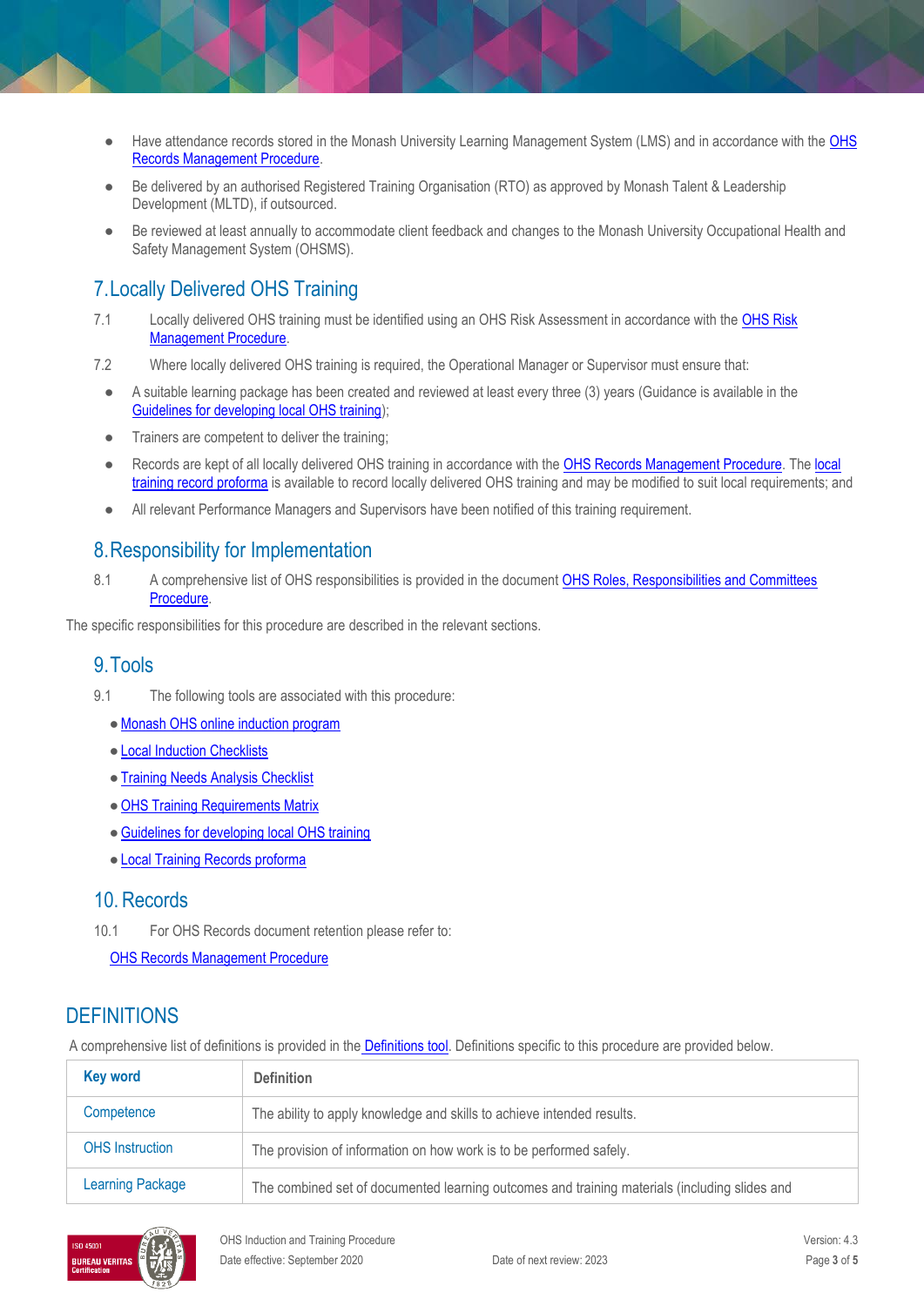- Have attendance records stored in the Monash University Learning Management System (LMS) and in accordance with the OHS Records Management Procedure.
- Be delivered by an authorised Registered Training Organisation (RTO) as approved by Monash Talent & Leadership Development (MLTD), if outsourced.
- Be reviewed at least annually to accommodate client feedback and changes to the Monash University Occupational Health and Safety Management System (OHSMS).

## 7. Locally Delivered OHS Training

7.1 Locally delivered OHS training must be identified using an OHS Risk Assessment in accordance with the OHS Risk Management Procedure.

7.2 Where locally delivered OHS training is required, the Operational Manager or Supervisor must ensure that:

- A suitable learning package has been created and reviewed at least every three (3) years (Guidance is available in the Guidelines for developing local OHS training);
- Trainers are competent to deliver the training;
- Records are kept of all locally delivered OHS training in accordance with the OHS Records Management Procedure. The local training record proforma is available to record locally delivered OHS training and may be modified to suit local requirements; and
- All relevant Performance Managers and Supervisors have been notified of this training requirement.

## 8. Responsibility for Implementation

8.1 A comprehensive list of OHS responsibilities is provided in the document OHS Roles, Responsibilities and Committees Procedure.

The specific responsibilities for this procedure are described in the relevant sections.

## 9. Tools

9.1 The following tools are associated with this procedure:

- Monash OHS online induction program
- Local Induction Checklists
- Training Needs Analysis Checklist
- OHS Training Requirements Matrix
- Guidelines for developing local OHS training
- Local Training Records proforma

## 10. Records

10.1 For OHS Records document retention please refer to:

OHS Records Management Procedure

# DEFINITIONS

A comprehensive list of definitions is provided in the Definitions tool. Definitions specific to this procedure are provided below.

| Key word | Definition |
|---|---|
| Competence | The ability to apply knowledge and skills to achieve intended results. |
| OHS Instruction | The provision of information on how work is to be performed safely. |
| Learning Package | The combined set of documented learning outcomes and training materials (including slides and |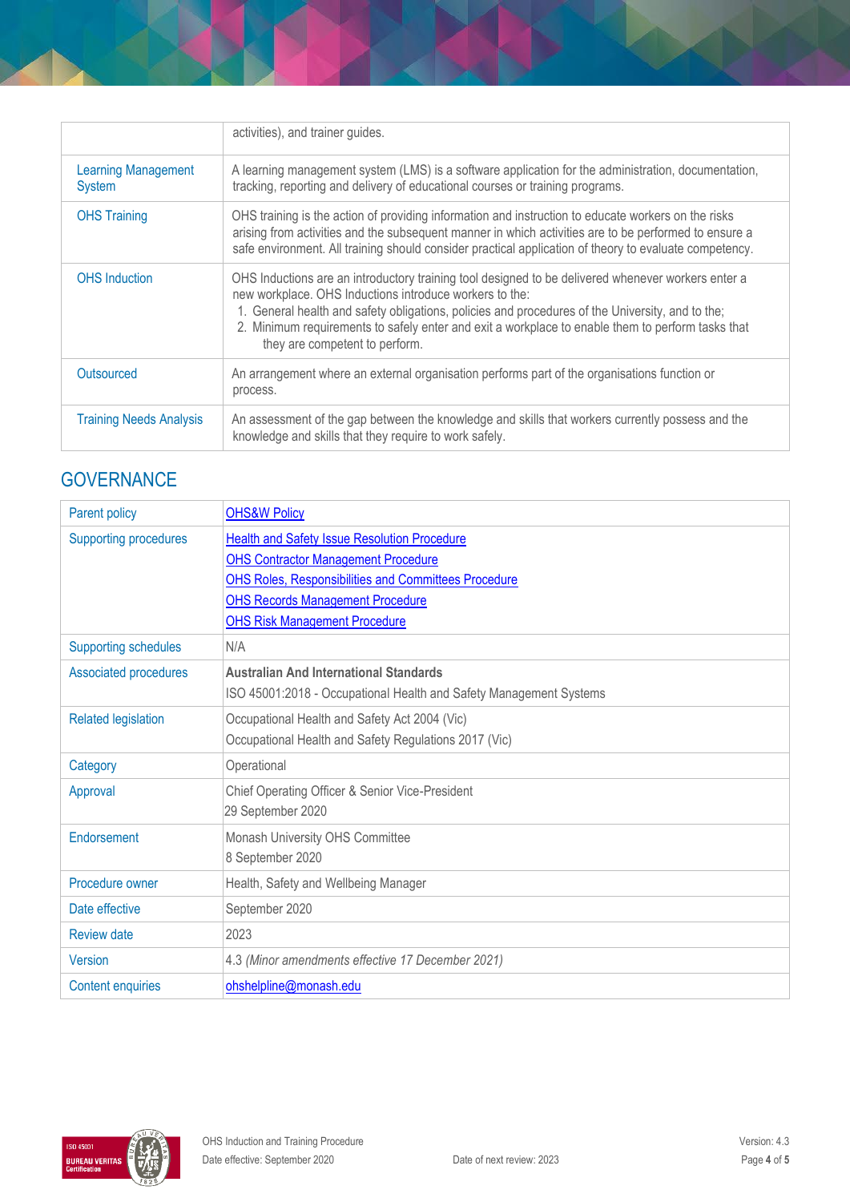| | |
|---|---|
| | activities), and trainer guides. |
| Learning Management System | A learning management system (LMS) is a software application for the administration, documentation, tracking, reporting and delivery of educational courses or training programs. |
| OHS Training | OHS training is the action of providing information and instruction to educate workers on the risks arising from activities and the subsequent manner in which activities are to be performed to ensure a safe environment. All training should consider practical application of theory to evaluate competency. |
| OHS Induction | OHS Inductions are an introductory training tool designed to be delivered whenever workers enter a new workplace. OHS Inductions introduce workers to the:<br>1. General health and safety obligations, policies and procedures of the University, and to the;<br>2. Minimum requirements to safely enter and exit a workplace to enable them to perform tasks that they are competent to perform. |
| Outsourced | An arrangement where an external organisation performs part of the organisations function or process. |
| Training Needs Analysis | An assessment of the gap between the knowledge and skills that workers currently possess and the knowledge and skills that they require to work safely. |

## GOVERNANCE

| | |
|---|---|
| Parent policy | OHS&W Policy |
| Supporting procedures | Health and Safety Issue Resolution Procedure<br>OHS Contractor Management Procedure<br>OHS Roles, Responsibilities and Committees Procedure<br>OHS Records Management Procedure<br>OHS Risk Management Procedure |
| Supporting schedules | N/A |
| Associated procedures | **Australian And International Standards**<br>ISO 45001:2018 - Occupational Health and Safety Management Systems |
| Related legislation | Occupational Health and Safety Act 2004 (Vic)<br>Occupational Health and Safety Regulations 2017 (Vic) |
| Category | Operational |
| Approval | Chief Operating Officer & Senior Vice-President<br>29 September 2020 |
| Endorsement | Monash University OHS Committee<br>8 September 2020 |
| Procedure owner | Health, Safety and Wellbeing Manager |
| Date effective | September 2020 |
| Review date | 2023 |
| Version | 4.3 *(Minor amendments effective 17 December 2021)* |
| Content enquiries | ohshelpline@monash.edu |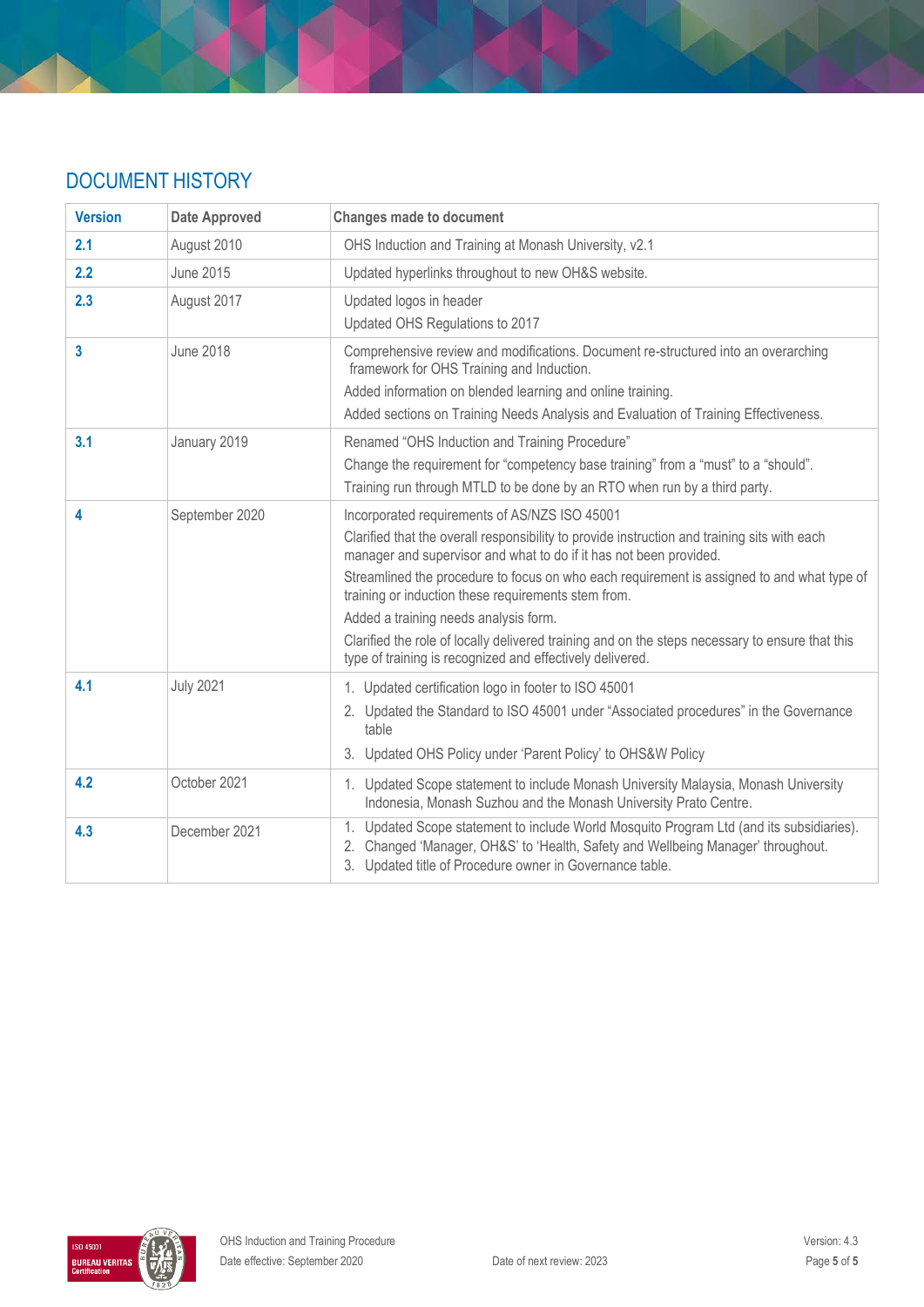## DOCUMENT HISTORY

| Version | Date Approved | Changes made to document |
|---|---|---|
| 2.1 | August 2010 | OHS Induction and Training at Monash University, v2.1 |
| 2.2 | June 2015 | Updated hyperlinks throughout to new OH&S website. |
| 2.3 | August 2017 | Updated logos in header<br>Updated OHS Regulations to 2017 |
| 3 | June 2018 | Comprehensive review and modifications. Document re-structured into an overarching framework for OHS Training and Induction.<br>Added information on blended learning and online training.<br>Added sections on Training Needs Analysis and Evaluation of Training Effectiveness. |
| 3.1 | January 2019 | Renamed "OHS Induction and Training Procedure"<br>Change the requirement for "competency base training" from a "must" to a "should".<br>Training run through MTLD to be done by an RTO when run by a third party. |
| 4 | September 2020 | Incorporated requirements of AS/NZS ISO 45001<br>Clarified that the overall responsibility to provide instruction and training sits with each manager and supervisor and what to do if it has not been provided.<br>Streamlined the procedure to focus on who each requirement is assigned to and what type of training or induction these requirements stem from.<br>Added a training needs analysis form.<br>Clarified the role of locally delivered training and on the steps necessary to ensure that this type of training is recognized and effectively delivered. |
| 4.1 | July 2021 | 1. Updated certification logo in footer to ISO 45001<br>2. Updated the Standard to ISO 45001 under "Associated procedures" in the Governance table<br>3. Updated OHS Policy under 'Parent Policy' to OHS&W Policy |
| 4.2 | October 2021 | 1. Updated Scope statement to include Monash University Malaysia, Monash University Indonesia, Monash Suzhou and the Monash University Prato Centre. |
| 4.3 | December 2021 | 1. Updated Scope statement to include World Mosquito Program Ltd (and its subsidiaries).<br>2. Changed 'Manager, OH&S' to 'Health, Safety and Wellbeing Manager' throughout.<br>3. Updated title of Procedure owner in Governance table. |